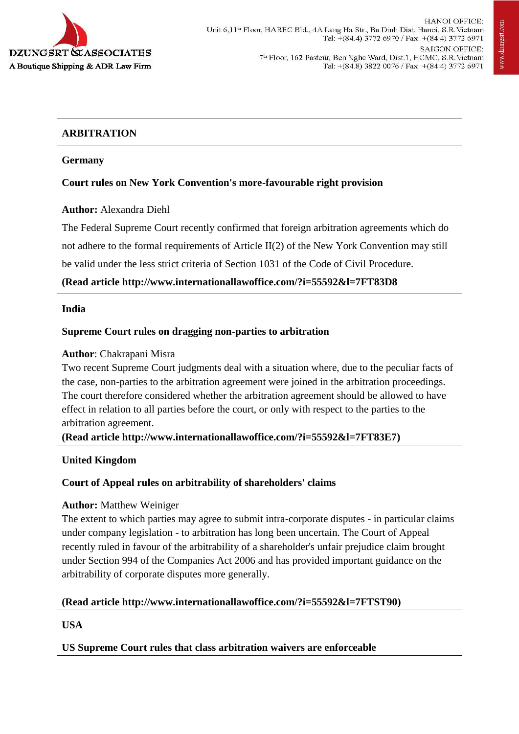## ARBITRATION

### Germany

**Court rules on New York Convention's more-favourable right provision**

**Author:** Alexandra Diehl

The Federal Supreme Court recently confirmed that foreign arbitration agreements which do not adhere to the formal requirements of Article II(2) of the New York Convention may still be valid under the less strict criteria of Section 1031 of the Code of Civil Procedure.

**(Read article http://www.internationallawoffice.com/?i=55592&l=7FT83D8**

### India

**Supreme Court rules on dragging non-parties to arbitration**

**Author**: Chakrapani Misra

Two recent Supreme Court judgments deal with a situation where, due to the peculiar facts of the case, non-parties to the arbitration agreement were joined in the arbitration proceedings. The court therefore considered whether the arbitration agreement should be allowed to have effect in relation to all parties before the court, or only with respect to the parties to the arbitration agreement.

**(Read article http://www.internationallawoffice.com/?i=55592&l=7FT83E7)**

### United Kingdom

**Court of Appeal rules on arbitrability of shareholders' claims**

**Author:** Matthew Weiniger

The extent to which parties may agree to submit intra-corporate disputes - in particular claims under company legislation - to arbitration has long been uncertain. The Court of Appeal recently ruled in favour of the arbitrability of a shareholder's unfair prejudice claim brought under Section 994 of the Companies Act 2006 and has provided important guidance on the arbitrability of corporate disputes more generally.

**(Read article http://www.internationallawoffice.com/?i=55592&l=7FTST90)**

### USA

**US Supreme Court rules that class arbitration waivers are enforceable**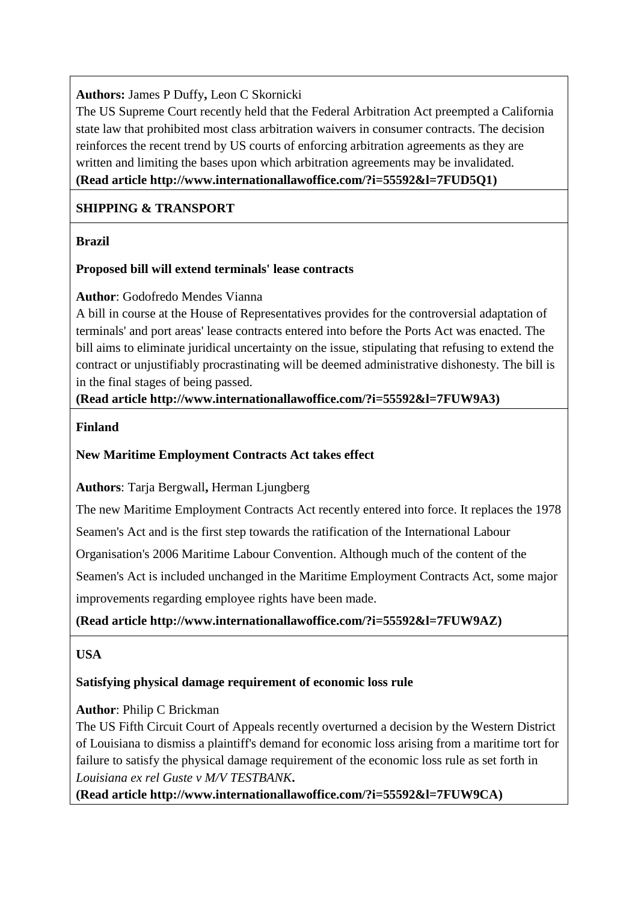**Authors:** James P Duffy**,** Leon C Skornicki
The US Supreme Court recently held that the Federal Arbitration Act preempted a California state law that prohibited most class arbitration waivers in consumer contracts. The decision reinforces the recent trend by US courts of enforcing arbitration agreements as they are written and limiting the bases upon which arbitration agreements may be invalidated.
**(Read article http://www.internationallawoffice.com/?i=55592&l=7FUD5Q1)**

## SHIPPING & TRANSPORT

### Brazil

**Proposed bill will extend terminals' lease contracts**

**Author**: Godofredo Mendes Vianna
A bill in course at the House of Representatives provides for the controversial adaptation of terminals' and port areas' lease contracts entered into before the Ports Act was enacted. The bill aims to eliminate juridical uncertainty on the issue, stipulating that refusing to extend the contract or unjustifiably procrastinating will be deemed administrative dishonesty. The bill is in the final stages of being passed.
**(Read article http://www.internationallawoffice.com/?i=55592&l=7FUW9A3)**

### Finland

**New Maritime Employment Contracts Act takes effect**

**Authors**: Tarja Bergwall**,** Herman Ljungberg

The new Maritime Employment Contracts Act recently entered into force. It replaces the 1978 Seamen's Act and is the first step towards the ratification of the International Labour Organisation's 2006 Maritime Labour Convention. Although much of the content of the Seamen's Act is included unchanged in the Maritime Employment Contracts Act, some major improvements regarding employee rights have been made.

**(Read article http://www.internationallawoffice.com/?i=55592&l=7FUW9AZ)**

### USA

**Satisfying physical damage requirement of economic loss rule**

**Author**: Philip C Brickman
The US Fifth Circuit Court of Appeals recently overturned a decision by the Western District of Louisiana to dismiss a plaintiff's demand for economic loss arising from a maritime tort for failure to satisfy the physical damage requirement of the economic loss rule as set forth in *Louisiana ex rel Guste v M/V TESTBANK***.**
**(Read article http://www.internationallawoffice.com/?i=55592&l=7FUW9CA)**